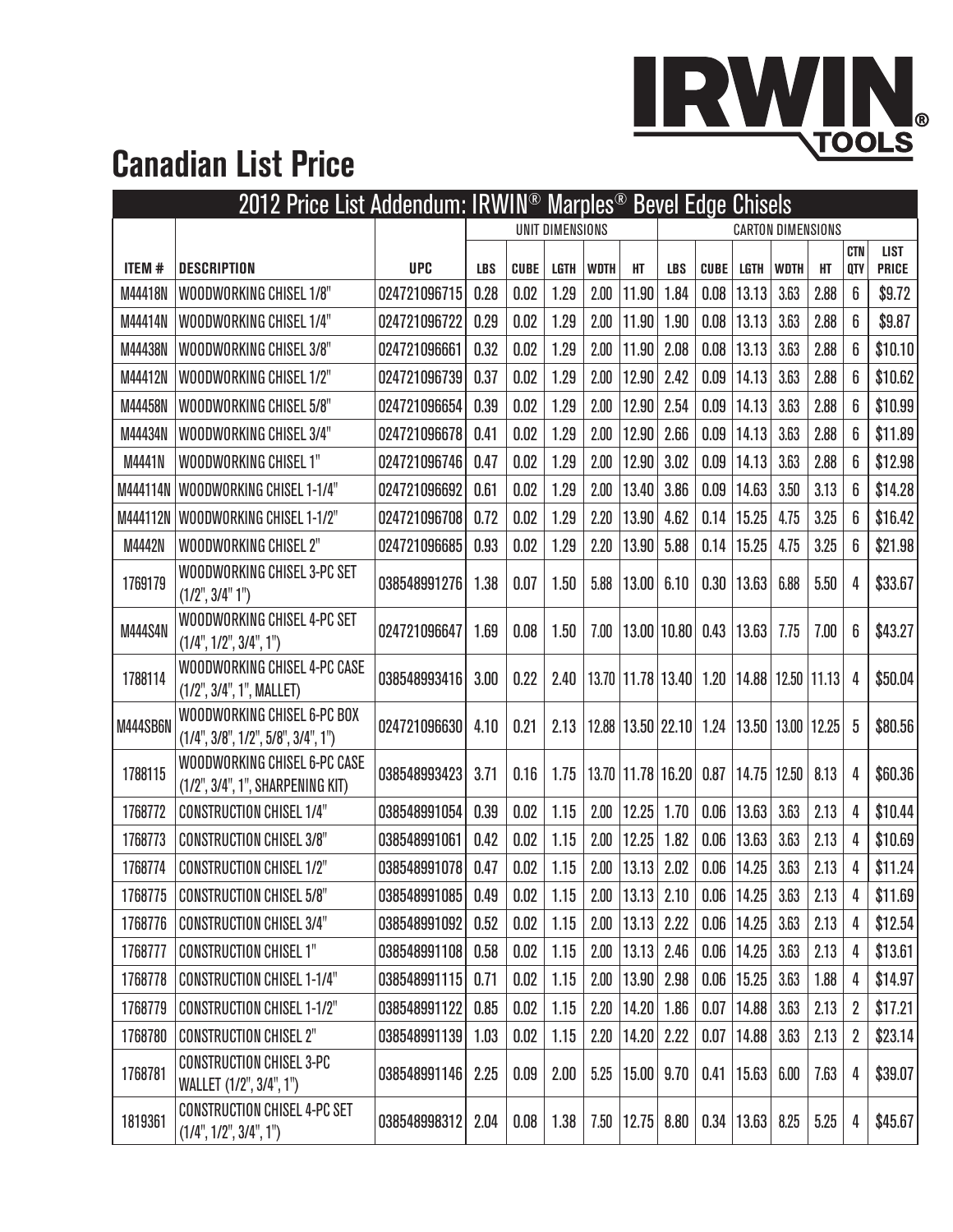# Canadian List Price

## 2012 Price List Addendum: IRWIN® Marples® Bevel Edge Chisels

| | | | UNIT DIMENSIONS | | | | | CARTON DIMENSIONS | | | | | | |
|---|---|---|---|---|---|---|---|---|---|---|---|---|---|---|
| ITEM # | DESCRIPTION | UPC | LBS | CUBE | LGTH | WDTH | HT | LBS | CUBE | LGTH | WDTH | HT | CTN QTY | LIST PRICE |
| M44418N | WOODWORKING CHISEL 1/8" | 024721096715 | 0.28 | 0.02 | 1.29 | 2.00 | 11.90 | 1.84 | 0.08 | 13.13 | 3.63 | 2.88 | 6 | $9.72 |
| M44414N | WOODWORKING CHISEL 1/4" | 024721096722 | 0.29 | 0.02 | 1.29 | 2.00 | 11.90 | 1.90 | 0.08 | 13.13 | 3.63 | 2.88 | 6 | $9.87 |
| M44438N | WOODWORKING CHISEL 3/8" | 024721096661 | 0.32 | 0.02 | 1.29 | 2.00 | 11.90 | 2.08 | 0.08 | 13.13 | 3.63 | 2.88 | 6 | $10.10 |
| M44412N | WOODWORKING CHISEL 1/2" | 024721096739 | 0.37 | 0.02 | 1.29 | 2.00 | 12.90 | 2.42 | 0.09 | 14.13 | 3.63 | 2.88 | 6 | $10.62 |
| M44458N | WOODWORKING CHISEL 5/8" | 024721096654 | 0.39 | 0.02 | 1.29 | 2.00 | 12.90 | 2.54 | 0.09 | 14.13 | 3.63 | 2.88 | 6 | $10.99 |
| M44434N | WOODWORKING CHISEL 3/4" | 024721096678 | 0.41 | 0.02 | 1.29 | 2.00 | 12.90 | 2.66 | 0.09 | 14.13 | 3.63 | 2.88 | 6 | $11.89 |
| M4441N | WOODWORKING CHISEL 1" | 024721096746 | 0.47 | 0.02 | 1.29 | 2.00 | 12.90 | 3.02 | 0.09 | 14.13 | 3.63 | 2.88 | 6 | $12.98 |
| M444114N | WOODWORKING CHISEL 1-1/4" | 024721096692 | 0.61 | 0.02 | 1.29 | 2.00 | 13.40 | 3.86 | 0.09 | 14.63 | 3.50 | 3.13 | 6 | $14.28 |
| M444112N | WOODWORKING CHISEL 1-1/2" | 024721096708 | 0.72 | 0.02 | 1.29 | 2.20 | 13.90 | 4.62 | 0.14 | 15.25 | 4.75 | 3.25 | 6 | $16.42 |
| M4442N | WOODWORKING CHISEL 2" | 024721096685 | 0.93 | 0.02 | 1.29 | 2.20 | 13.90 | 5.88 | 0.14 | 15.25 | 4.75 | 3.25 | 6 | $21.98 |
| 1769179 | WOODWORKING CHISEL 3-PC SET (1/2", 3/4" 1") | 038548991276 | 1.38 | 0.07 | 1.50 | 5.88 | 13.00 | 6.10 | 0.30 | 13.63 | 6.88 | 5.50 | 4 | $33.67 |
| M444S4N | WOODWORKING CHISEL 4-PC SET (1/4", 1/2", 3/4", 1") | 024721096647 | 1.69 | 0.08 | 1.50 | 7.00 | 13.00 | 10.80 | 0.43 | 13.63 | 7.75 | 7.00 | 6 | $43.27 |
| 1788114 | WOODWORKING CHISEL 4-PC CASE (1/2", 3/4", 1", MALLET) | 038548993416 | 3.00 | 0.22 | 2.40 | 13.70 | 11.78 | 13.40 | 1.20 | 14.88 | 12.50 | 11.13 | 4 | $50.04 |
| M444SB6N | WOODWORKING CHISEL 6-PC BOX (1/4", 3/8", 1/2", 5/8", 3/4", 1") | 024721096630 | 4.10 | 0.21 | 2.13 | 12.88 | 13.50 | 22.10 | 1.24 | 13.50 | 13.00 | 12.25 | 5 | $80.56 |
| 1788115 | WOODWORKING CHISEL 6-PC CASE (1/2", 3/4", 1", SHARPENING KIT) | 038548993423 | 3.71 | 0.16 | 1.75 | 13.70 | 11.78 | 16.20 | 0.87 | 14.75 | 12.50 | 8.13 | 4 | $60.36 |
| 1768772 | CONSTRUCTION CHISEL 1/4" | 038548991054 | 0.39 | 0.02 | 1.15 | 2.00 | 12.25 | 1.70 | 0.06 | 13.63 | 3.63 | 2.13 | 4 | $10.44 |
| 1768773 | CONSTRUCTION CHISEL 3/8" | 038548991061 | 0.42 | 0.02 | 1.15 | 2.00 | 12.25 | 1.82 | 0.06 | 13.63 | 3.63 | 2.13 | 4 | $10.69 |
| 1768774 | CONSTRUCTION CHISEL 1/2" | 038548991078 | 0.47 | 0.02 | 1.15 | 2.00 | 13.13 | 2.02 | 0.06 | 14.25 | 3.63 | 2.13 | 4 | $11.24 |
| 1768775 | CONSTRUCTION CHISEL 5/8" | 038548991085 | 0.49 | 0.02 | 1.15 | 2.00 | 13.13 | 2.10 | 0.06 | 14.25 | 3.63 | 2.13 | 4 | $11.69 |
| 1768776 | CONSTRUCTION CHISEL 3/4" | 038548991092 | 0.52 | 0.02 | 1.15 | 2.00 | 13.13 | 2.22 | 0.06 | 14.25 | 3.63 | 2.13 | 4 | $12.54 |
| 1768777 | CONSTRUCTION CHISEL 1" | 038548991108 | 0.58 | 0.02 | 1.15 | 2.00 | 13.13 | 2.46 | 0.06 | 14.25 | 3.63 | 2.13 | 4 | $13.61 |
| 1768778 | CONSTRUCTION CHISEL 1-1/4" | 038548991115 | 0.71 | 0.02 | 1.15 | 2.00 | 13.90 | 2.98 | 0.06 | 15.25 | 3.63 | 1.88 | 4 | $14.97 |
| 1768779 | CONSTRUCTION CHISEL 1-1/2" | 038548991122 | 0.85 | 0.02 | 1.15 | 2.20 | 14.20 | 1.86 | 0.07 | 14.88 | 3.63 | 2.13 | 2 | $17.21 |
| 1768780 | CONSTRUCTION CHISEL 2" | 038548991139 | 1.03 | 0.02 | 1.15 | 2.20 | 14.20 | 2.22 | 0.07 | 14.88 | 3.63 | 2.13 | 2 | $23.14 |
| 1768781 | CONSTRUCTION CHISEL 3-PC WALLET (1/2", 3/4", 1") | 038548991146 | 2.25 | 0.09 | 2.00 | 5.25 | 15.00 | 9.70 | 0.41 | 15.63 | 6.00 | 7.63 | 4 | $39.07 |
| 1819361 | CONSTRUCTION CHISEL 4-PC SET (1/4", 1/2", 3/4", 1") | 038548998312 | 2.04 | 0.08 | 1.38 | 7.50 | 12.75 | 8.80 | 0.34 | 13.63 | 8.25 | 5.25 | 4 | $45.67 |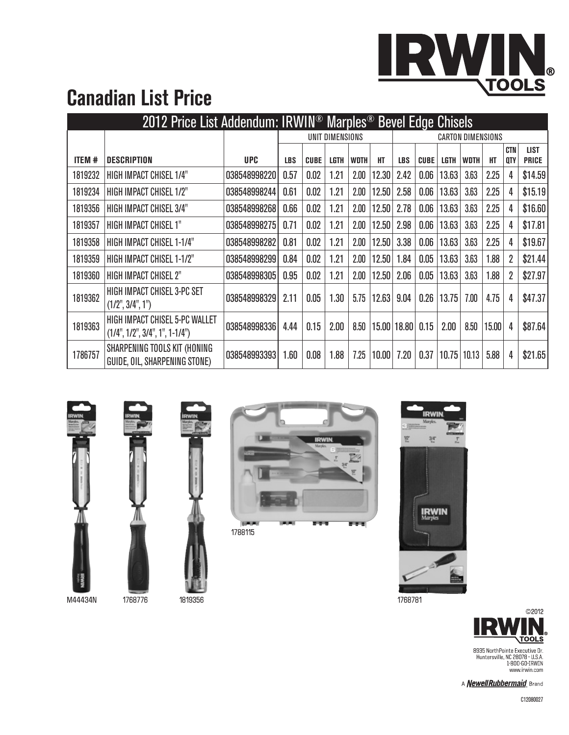## Canadian List Price

| 2012 Price List Addendum: IRWIN® Marples® Bevel Edge Chisels | | | | | | | | | | | | | | |
|---|---|---|---|---|---|---|---|---|---|---|---|---|---|---|
| | | | UNIT DIMENSIONS | | | | | CARTON DIMENSIONS | | | | | | |
| ITEM # | DESCRIPTION | UPC | LBS | CUBE | LGTH | WDTH | HT | LBS | CUBE | LGTH | WDTH | HT | CTN QTY | LIST PRICE |
| 1819232 | HIGH IMPACT CHISEL 1/4" | 038548998220 | 0.57 | 0.02 | 1.21 | 2.00 | 12.30 | 2.42 | 0.06 | 13.63 | 3.63 | 2.25 | 4 | $14.59 |
| 1819234 | HIGH IMPACT CHISEL 1/2" | 038548998244 | 0.61 | 0.02 | 1.21 | 2.00 | 12.50 | 2.58 | 0.06 | 13.63 | 3.63 | 2.25 | 4 | $15.19 |
| 1819356 | HIGH IMPACT CHISEL 3/4" | 038548998268 | 0.66 | 0.02 | 1.21 | 2.00 | 12.50 | 2.78 | 0.06 | 13.63 | 3.63 | 2.25 | 4 | $16.60 |
| 1819357 | HIGH IMPACT CHISEL 1" | 038548998275 | 0.71 | 0.02 | 1.21 | 2.00 | 12.50 | 2.98 | 0.06 | 13.63 | 3.63 | 2.25 | 4 | $17.81 |
| 1819358 | HIGH IMPACT CHISEL 1-1/4" | 038548998282 | 0.81 | 0.02 | 1.21 | 2.00 | 12.50 | 3.38 | 0.06 | 13.63 | 3.63 | 2.25 | 4 | $19.67 |
| 1819359 | HIGH IMPACT CHISEL 1-1/2" | 038548998299 | 0.84 | 0.02 | 1.21 | 2.00 | 12.50 | 1.84 | 0.05 | 13.63 | 3.63 | 1.88 | 2 | $21.44 |
| 1819360 | HIGH IMPACT CHISEL 2" | 038548998305 | 0.95 | 0.02 | 1.21 | 2.00 | 12.50 | 2.06 | 0.05 | 13.63 | 3.63 | 1.88 | 2 | $27.97 |
| 1819362 | HIGH IMPACT CHISEL 3-PC SET (1/2", 3/4", 1") | 038548998329 | 2.11 | 0.05 | 1.30 | 5.75 | 12.63 | 9.04 | 0.26 | 13.75 | 7.00 | 4.75 | 4 | $47.37 |
| 1819363 | HIGH IMPACT CHISEL 5-PC WALLET (1/4", 1/2", 3/4", 1", 1-1/4") | 038548998336 | 4.44 | 0.15 | 2.00 | 8.50 | 15.00 | 18.80 | 0.15 | 2.00 | 8.50 | 15.00 | 4 | $87.64 |
| 1786757 | SHARPENING TOOLS KIT (HONING GUIDE, OIL, SHARPENING STONE) | 038548993393 | 1.60 | 0.08 | 1.88 | 7.25 | 10.00 | 7.20 | 0.37 | 10.75 | 10.13 | 5.88 | 4 | $21.65 |

M44434N

1768776

1819356

1788115

1768781

©2012

8935 NorthPointe Executive Dr.
Huntersville, NC 28078 - U.S.A.
1-800-GO-IRWIN
www.irwin.com

A NewellRubbermaid Brand

C12080027